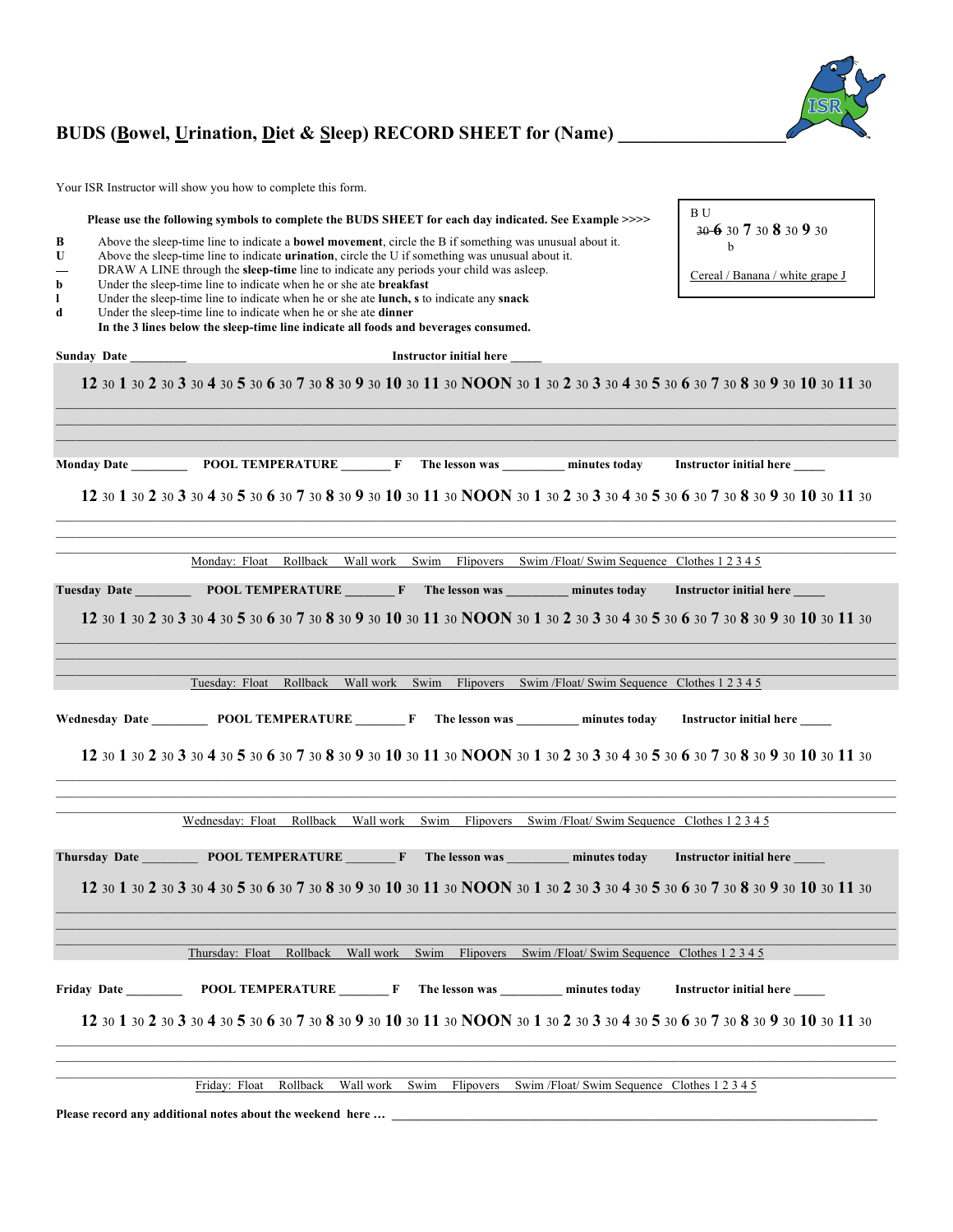# BUDS (Bowel, Urination, Diet & Sleep) RECORD SHEET for (Name) ___________________

Your ISR Instructor will show you how to complete this form.

**Please use the following symbols to complete the BUDS SHEET for each day indicated. See Example >>>>**

| | |
|---|---|
| **B** | Above the sleep-time line to indicate a **bowel movement**, circle the B if something was unusual about it. |
| **U** | Above the sleep-time line to indicate **urination**, circle the U if something was unusual about it. |
| **—** | DRAW A LINE through the **sleep-time** line to indicate any periods your child was asleep. |
| **b** | Under the sleep-time line to indicate when he or she ate **breakfast** |
| **l** | Under the sleep-time line to indicate when he or she ate **lunch, s** to indicate any **snack** |
| **d** | Under the sleep-time line to indicate when he or she ate **dinner** |

**In the 3 lines below the sleep-time line indicate all foods and beverages consumed.**

Example:

B U
~~30 **6**~~ 30 **7** 30 **8** 30 **9** 30
b

Cereal / Banana / white grape J

**Sunday Date** _________ **Instructor initial here** _____

**12** 30 **1** 30 **2** 30 **3** 30 **4** 30 **5** 30 **6** 30 **7** 30 **8** 30 **9** 30 **10** 30 **11** 30 **NOON** 30 **1** 30 **2** 30 **3** 30 **4** 30 **5** 30 **6** 30 **7** 30 **8** 30 **9** 30 **10** 30 **11** 30

______________________________________________________________________________

______________________________________________________________________________

______________________________________________________________________________

**Monday Date** _________ **POOL TEMPERATURE** ________ **F** **The lesson was** __________ **minutes today** **Instructor initial here** _____

**12** 30 **1** 30 **2** 30 **3** 30 **4** 30 **5** 30 **6** 30 **7** 30 **8** 30 **9** 30 **10** 30 **11** 30 **NOON** 30 **1** 30 **2** 30 **3** 30 **4** 30 **5** 30 **6** 30 **7** 30 **8** 30 **9** 30 **10** 30 **11** 30

______________________________________________________________________________

______________________________________________________________________________

______________________________________________________________________________

Monday: Float Rollback Wall work Swim Flipovers Swim /Float/ Swim Sequence Clothes 1 2 3 4 5

**Tuesday Date** _________ **POOL TEMPERATURE** ________ **F** **The lesson was** __________ **minutes today** **Instructor initial here** _____

**12** 30 **1** 30 **2** 30 **3** 30 **4** 30 **5** 30 **6** 30 **7** 30 **8** 30 **9** 30 **10** 30 **11** 30 **NOON** 30 **1** 30 **2** 30 **3** 30 **4** 30 **5** 30 **6** 30 **7** 30 **8** 30 **9** 30 **10** 30 **11** 30

______________________________________________________________________________

______________________________________________________________________________

______________________________________________________________________________

Tuesday: Float Rollback Wall work Swim Flipovers Swim /Float/ Swim Sequence Clothes 1 2 3 4 5

**Wednesday Date** _________ **POOL TEMPERATURE** ________ **F** **The lesson was** __________ **minutes today** **Instructor initial here** _____

**12** 30 **1** 30 **2** 30 **3** 30 **4** 30 **5** 30 **6** 30 **7** 30 **8** 30 **9** 30 **10** 30 **11** 30 **NOON** 30 **1** 30 **2** 30 **3** 30 **4** 30 **5** 30 **6** 30 **7** 30 **8** 30 **9** 30 **10** 30 **11** 30

______________________________________________________________________________

______________________________________________________________________________

______________________________________________________________________________

Wednesday: Float Rollback Wall work Swim Flipovers Swim /Float/ Swim Sequence Clothes 1 2 3 4 5

**Thursday Date** _________ **POOL TEMPERATURE** ________ **F** **The lesson was** __________ **minutes today** **Instructor initial here** _____

**12** 30 **1** 30 **2** 30 **3** 30 **4** 30 **5** 30 **6** 30 **7** 30 **8** 30 **9** 30 **10** 30 **11** 30 **NOON** 30 **1** 30 **2** 30 **3** 30 **4** 30 **5** 30 **6** 30 **7** 30 **8** 30 **9** 30 **10** 30 **11** 30

______________________________________________________________________________

______________________________________________________________________________

______________________________________________________________________________

Thursday: Float Rollback Wall work Swim Flipovers Swim /Float/ Swim Sequence Clothes 1 2 3 4 5

**Friday Date** _________ **POOL TEMPERATURE** ________ **F** **The lesson was** __________ **minutes today** **Instructor initial here** _____

**12** 30 **1** 30 **2** 30 **3** 30 **4** 30 **5** 30 **6** 30 **7** 30 **8** 30 **9** 30 **10** 30 **11** 30 **NOON** 30 **1** 30 **2** 30 **3** 30 **4** 30 **5** 30 **6** 30 **7** 30 **8** 30 **9** 30 **10** 30 **11** 30

______________________________________________________________________________

______________________________________________________________________________

______________________________________________________________________________

Friday: Float Rollback Wall work Swim Flipovers Swim /Float/ Swim Sequence Clothes 1 2 3 4 5

**Please record any additional notes about the weekend here …** ______________________________________________________________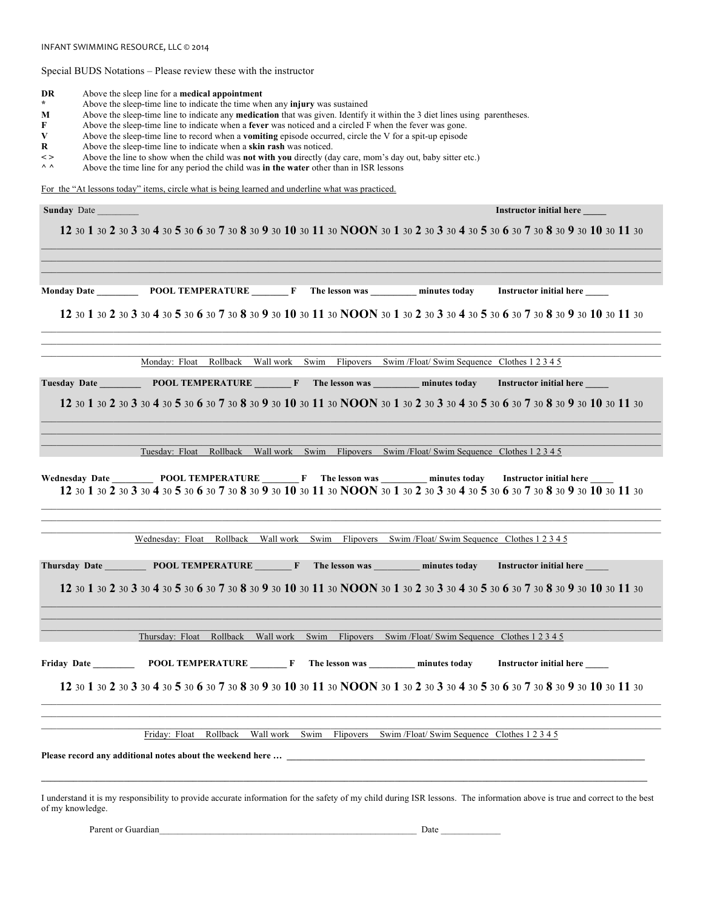INFANT SWIMMING RESOURCE, LLC © 2014

Special BUDS Notations – Please review these with the instructor

| | |
|---|---|
| **DR** | Above the sleep line for a **medical appointment** |
| * | Above the sleep-time line to indicate the time when any **injury** was sustained |
| **M** | Above the sleep-time line to indicate any **medication** that was given. Identify it within the 3 diet lines using parentheses. |
| **F** | Above the sleep-time line to indicate when a **fever** was noticed and a circled F when the fever was gone. |
| **V** | Above the sleep-time line to record when a **vomiting** episode occurred, circle the V for a spit-up episode |
| **R** | Above the sleep-time line to indicate when a **skin rash** was noticed. |
| **< >** | Above the line to show when the child was **not with you** directly (day care, mom's day out, baby sitter etc.) |
| **^ ^** | Above the time line for any period the child was **in the water** other than in ISR lessons |

For the "At lessons today" items, circle what is being learned and underline what was practiced.

**Sunday** Date _________ **Instructor initial here _____**

**12** 30 **1** 30 **2** 30 **3** 30 **4** 30 **5** 30 **6** 30 **7** 30 **8** 30 **9** 30 **10** 30 **11** 30 **NOON** 30 **1** 30 **2** 30 **3** 30 **4** 30 **5** 30 **6** 30 **7** 30 **8** 30 **9** 30 **10** 30 **11** 30

______________________________________________________________________

______________________________________________________________________

______________________________________________________________________

**Monday Date _________ POOL TEMPERATURE ________ F The lesson was __________ minutes today Instructor initial here _____**

**12** 30 **1** 30 **2** 30 **3** 30 **4** 30 **5** 30 **6** 30 **7** 30 **8** 30 **9** 30 **10** 30 **11** 30 **NOON** 30 **1** 30 **2** 30 **3** 30 **4** 30 **5** 30 **6** 30 **7** 30 **8** 30 **9** 30 **10** 30 **11** 30

______________________________________________________________________

______________________________________________________________________

______________________________________________________________________

Monday: Float Rollback Wall work Swim Flipovers Swim /Float/ Swim Sequence Clothes 1 2 3 4 5

**Tuesday Date _________ POOL TEMPERATURE ________ F The lesson was __________ minutes today Instructor initial here _____**

**12** 30 **1** 30 **2** 30 **3** 30 **4** 30 **5** 30 **6** 30 **7** 30 **8** 30 **9** 30 **10** 30 **11** 30 **NOON** 30 **1** 30 **2** 30 **3** 30 **4** 30 **5** 30 **6** 30 **7** 30 **8** 30 **9** 30 **10** 30 **11** 30

______________________________________________________________________

______________________________________________________________________

______________________________________________________________________

Tuesday: Float Rollback Wall work Swim Flipovers Swim /Float/ Swim Sequence Clothes 1 2 3 4 5

**Wednesday Date _________ POOL TEMPERATURE ________ F The lesson was __________ minutes today Instructor initial here _____**

**12** 30 **1** 30 **2** 30 **3** 30 **4** 30 **5** 30 **6** 30 **7** 30 **8** 30 **9** 30 **10** 30 **11** 30 **NOON** 30 **1** 30 **2** 30 **3** 30 **4** 30 **5** 30 **6** 30 **7** 30 **8** 30 **9** 30 **10** 30 **11** 30

______________________________________________________________________

______________________________________________________________________

______________________________________________________________________

Wednesday: Float Rollback Wall work Swim Flipovers Swim /Float/ Swim Sequence Clothes 1 2 3 4 5

**Thursday Date _________ POOL TEMPERATURE ________ F The lesson was __________ minutes today Instructor initial here _____**

**12** 30 **1** 30 **2** 30 **3** 30 **4** 30 **5** 30 **6** 30 **7** 30 **8** 30 **9** 30 **10** 30 **11** 30 **NOON** 30 **1** 30 **2** 30 **3** 30 **4** 30 **5** 30 **6** 30 **7** 30 **8** 30 **9** 30 **10** 30 **11** 30

______________________________________________________________________

______________________________________________________________________

______________________________________________________________________

Thursday: Float Rollback Wall work Swim Flipovers Swim /Float/ Swim Sequence Clothes 1 2 3 4 5

**Friday Date _________ POOL TEMPERATURE ________ F The lesson was __________ minutes today Instructor initial here _____**

**12** 30 **1** 30 **2** 30 **3** 30 **4** 30 **5** 30 **6** 30 **7** 30 **8** 30 **9** 30 **10** 30 **11** 30 **NOON** 30 **1** 30 **2** 30 **3** 30 **4** 30 **5** 30 **6** 30 **7** 30 **8** 30 **9** 30 **10** 30 **11** 30

______________________________________________________________________

______________________________________________________________________

______________________________________________________________________

Friday: Float Rollback Wall work Swim Flipovers Swim /Float/ Swim Sequence Clothes 1 2 3 4 5

**Please record any additional notes about the weekend here … ______________________________________________**

______________________________________________________________________

I understand it is my responsibility to provide accurate information for the safety of my child during ISR lessons. The information above is true and correct to the best of my knowledge.

Parent or Guardian___________________________________________________________ Date _____________